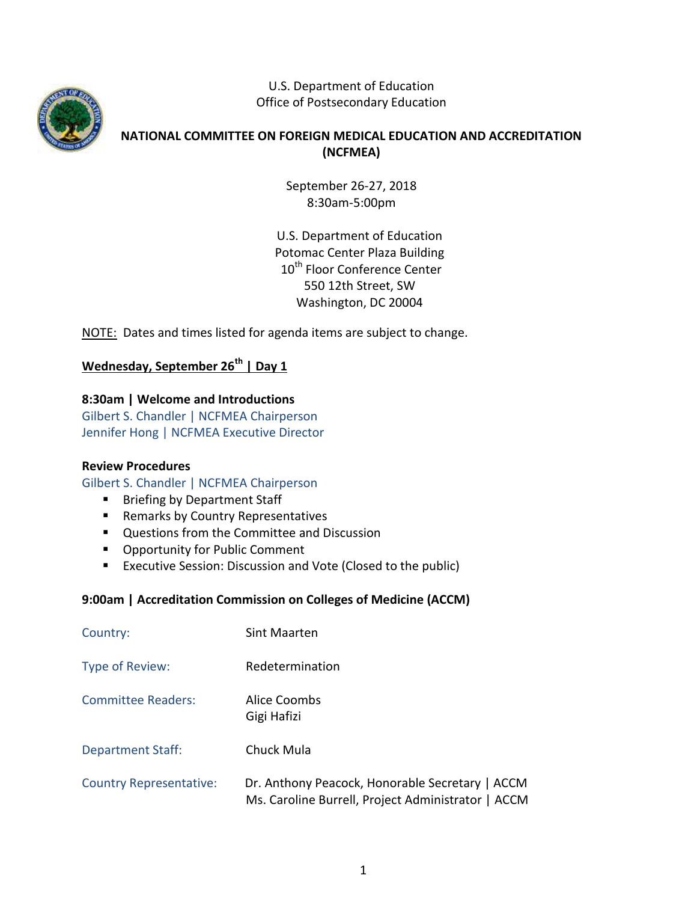U.S. Department of Education
Office of Postsecondary Education

# NATIONAL COMMITTEE ON FOREIGN MEDICAL EDUCATION AND ACCREDITATION (NCFMEA)

September 26-27, 2018
8:30am-5:00pm

U.S. Department of Education
Potomac Center Plaza Building
10th Floor Conference Center
550 12th Street, SW
Washington, DC 20004

NOTE: Dates and times listed for agenda items are subject to change.

## Wednesday, September 26th | Day 1

**8:30am | Welcome and Introductions**
Gilbert S. Chandler | NCFMEA Chairperson
Jennifer Hong | NCFMEA Executive Director

**Review Procedures**
Gilbert S. Chandler | NCFMEA Chairperson

- Briefing by Department Staff
- Remarks by Country Representatives
- Questions from the Committee and Discussion
- Opportunity for Public Comment
- Executive Session: Discussion and Vote (Closed to the public)

**9:00am | Accreditation Commission on Colleges of Medicine (ACCM)**

| | |
|---|---|
| Country: | Sint Maarten |
| Type of Review: | Redetermination |
| Committee Readers: | Alice Coombs<br>Gigi Hafizi |
| Department Staff: | Chuck Mula |
| Country Representative: | Dr. Anthony Peacock, Honorable Secretary \| ACCM<br>Ms. Caroline Burrell, Project Administrator \| ACCM |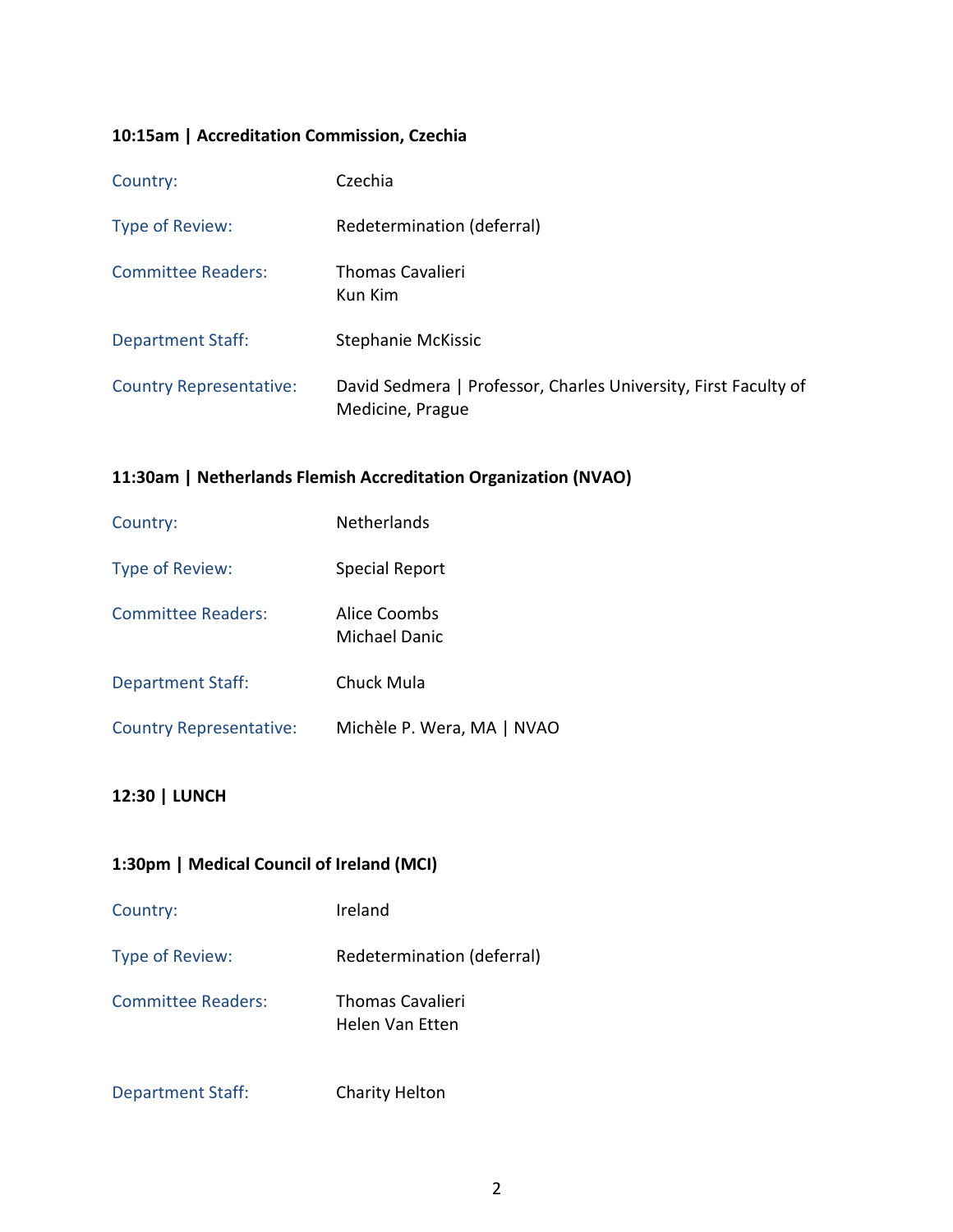**10:15am | Accreditation Commission, Czechia**

| | |
|---|---|
| Country: | Czechia |
| Type of Review: | Redetermination (deferral) |
| Committee Readers: | Thomas Cavalieri<br>Kun Kim |
| Department Staff: | Stephanie McKissic |
| Country Representative: | David Sedmera \| Professor, Charles University, First Faculty of Medicine, Prague |

**11:30am | Netherlands Flemish Accreditation Organization (NVAO)**

| | |
|---|---|
| Country: | Netherlands |
| Type of Review: | Special Report |
| Committee Readers: | Alice Coombs<br>Michael Danic |
| Department Staff: | Chuck Mula |
| Country Representative: | Michèle P. Wera, MA \| NVAO |

**12:30 | LUNCH**

**1:30pm | Medical Council of Ireland (MCI)**

| | |
|---|---|
| Country: | Ireland |
| Type of Review: | Redetermination (deferral) |
| Committee Readers: | Thomas Cavalieri<br>Helen Van Etten |
| Department Staff: | Charity Helton |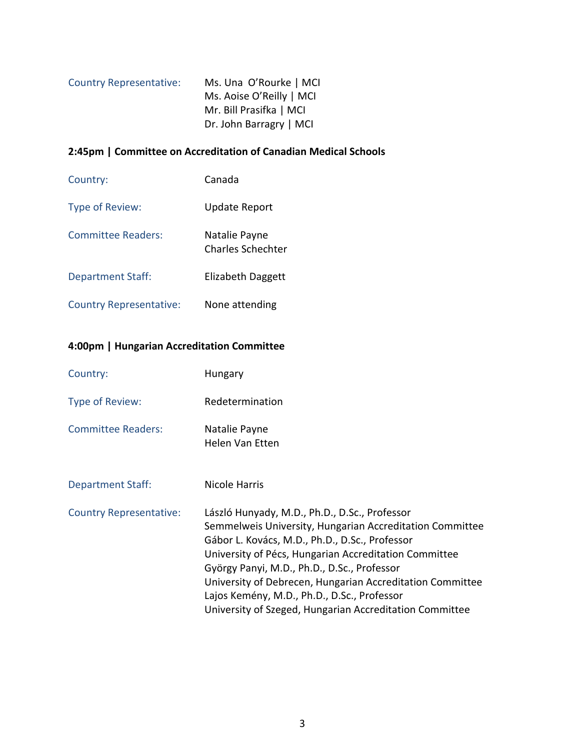Country Representative: Ms. Una O'Rourke | MCI
Ms. Aoise O'Reilly | MCI
Mr. Bill Prasifka | MCI
Dr. John Barragry | MCI

**2:45pm | Committee on Accreditation of Canadian Medical Schools**

Country: Canada

Type of Review: Update Report

Committee Readers: Natalie Payne
Charles Schechter

Department Staff: Elizabeth Daggett

Country Representative: None attending

**4:00pm | Hungarian Accreditation Committee**

Country: Hungary

Type of Review: Redetermination

Committee Readers: Natalie Payne
Helen Van Etten

Department Staff: Nicole Harris

Country Representative: László Hunyady, M.D., Ph.D., D.Sc., Professor
Semmelweis University, Hungarian Accreditation Committee
Gábor L. Kovács, M.D., Ph.D., D.Sc., Professor
University of Pécs, Hungarian Accreditation Committee
György Panyi, M.D., Ph.D., D.Sc., Professor
University of Debrecen, Hungarian Accreditation Committee
Lajos Kemény, M.D., Ph.D., D.Sc., Professor
University of Szeged, Hungarian Accreditation Committee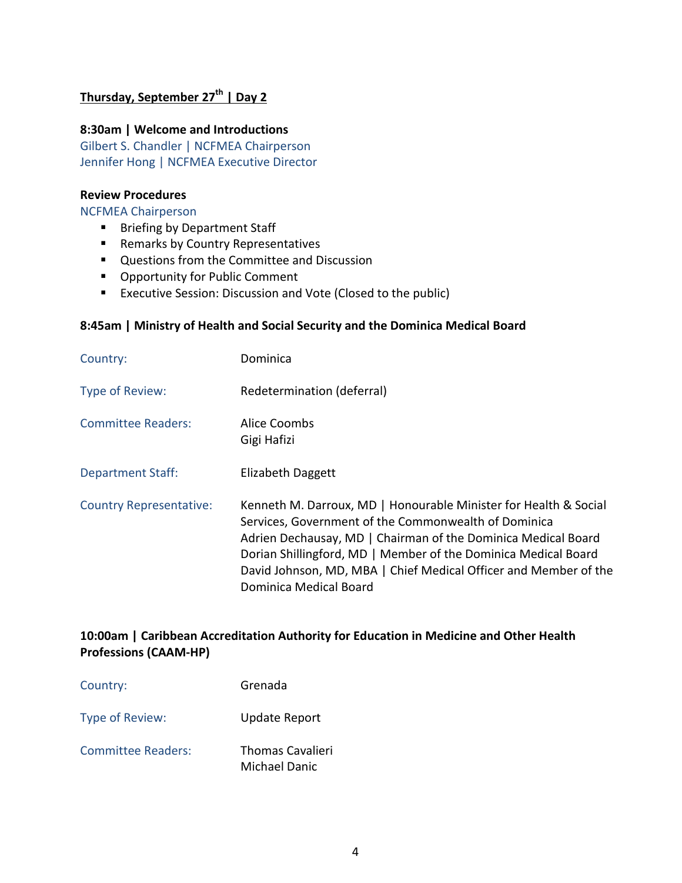**Thursday, September 27th | Day 2**

**8:30am | Welcome and Introductions**

Gilbert S. Chandler | NCFMEA Chairperson
Jennifer Hong | NCFMEA Executive Director

**Review Procedures**

NCFMEA Chairperson

- Briefing by Department Staff
- Remarks by Country Representatives
- Questions from the Committee and Discussion
- Opportunity for Public Comment
- Executive Session: Discussion and Vote (Closed to the public)

**8:45am | Ministry of Health and Social Security and the Dominica Medical Board**

| | |
|---|---|
| Country: | Dominica |
| Type of Review: | Redetermination (deferral) |
| Committee Readers: | Alice Coombs<br>Gigi Hafizi |
| Department Staff: | Elizabeth Daggett |
| Country Representative: | Kenneth M. Darroux, MD \| Honourable Minister for Health & Social Services, Government of the Commonwealth of Dominica<br>Adrien Dechausay, MD \| Chairman of the Dominica Medical Board<br>Dorian Shillingford, MD \| Member of the Dominica Medical Board<br>David Johnson, MD, MBA \| Chief Medical Officer and Member of the Dominica Medical Board |

**10:00am | Caribbean Accreditation Authority for Education in Medicine and Other Health Professions (CAAM-HP)**

| | |
|---|---|
| Country: | Grenada |
| Type of Review: | Update Report |
| Committee Readers: | Thomas Cavalieri<br>Michael Danic |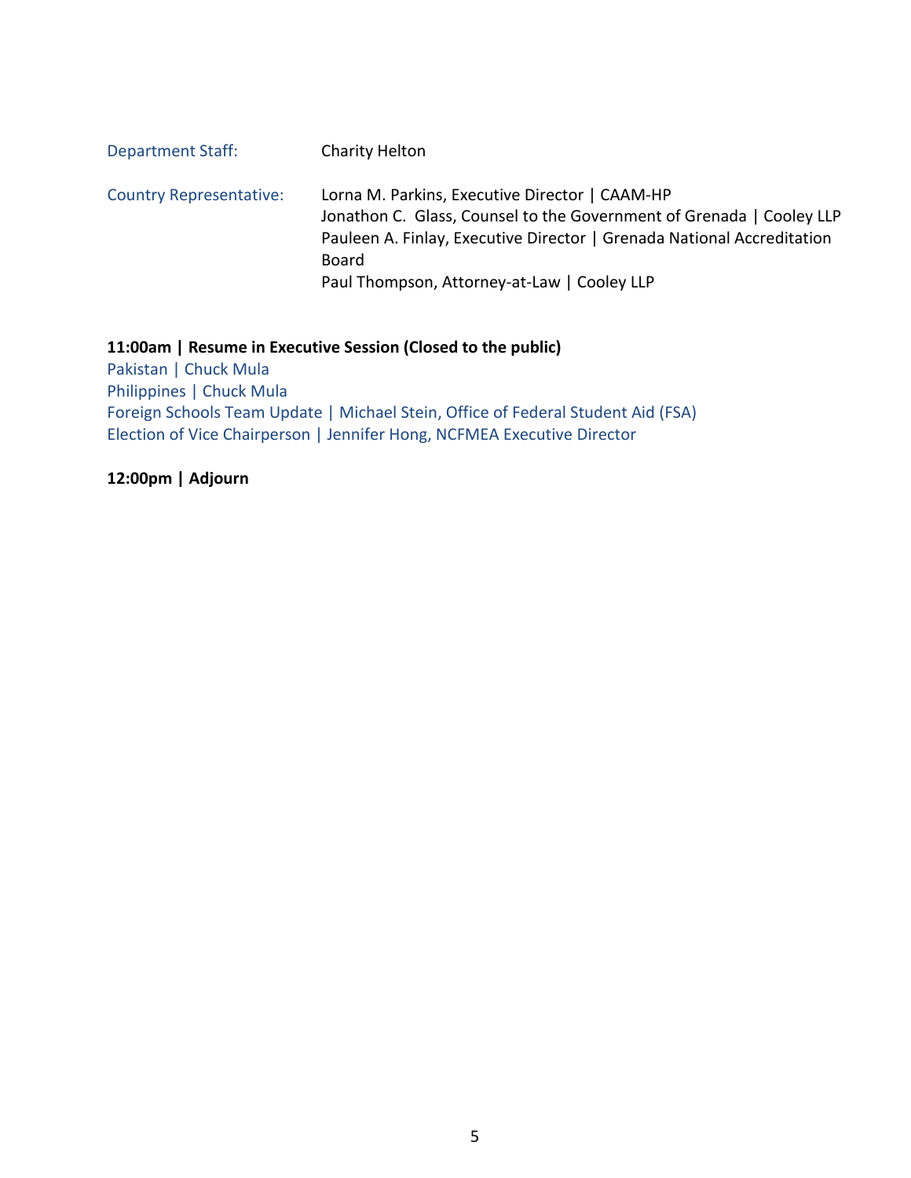Department Staff: Charity Helton

Country Representative: Lorna M. Parkins, Executive Director | CAAM-HP
Jonathon C. Glass, Counsel to the Government of Grenada | Cooley LLP
Pauleen A. Finlay, Executive Director | Grenada National Accreditation Board
Paul Thompson, Attorney-at-Law | Cooley LLP

**11:00am | Resume in Executive Session (Closed to the public)**

Pakistan | Chuck Mula
Philippines | Chuck Mula
Foreign Schools Team Update | Michael Stein, Office of Federal Student Aid (FSA)
Election of Vice Chairperson | Jennifer Hong, NCFMEA Executive Director

**12:00pm | Adjourn**